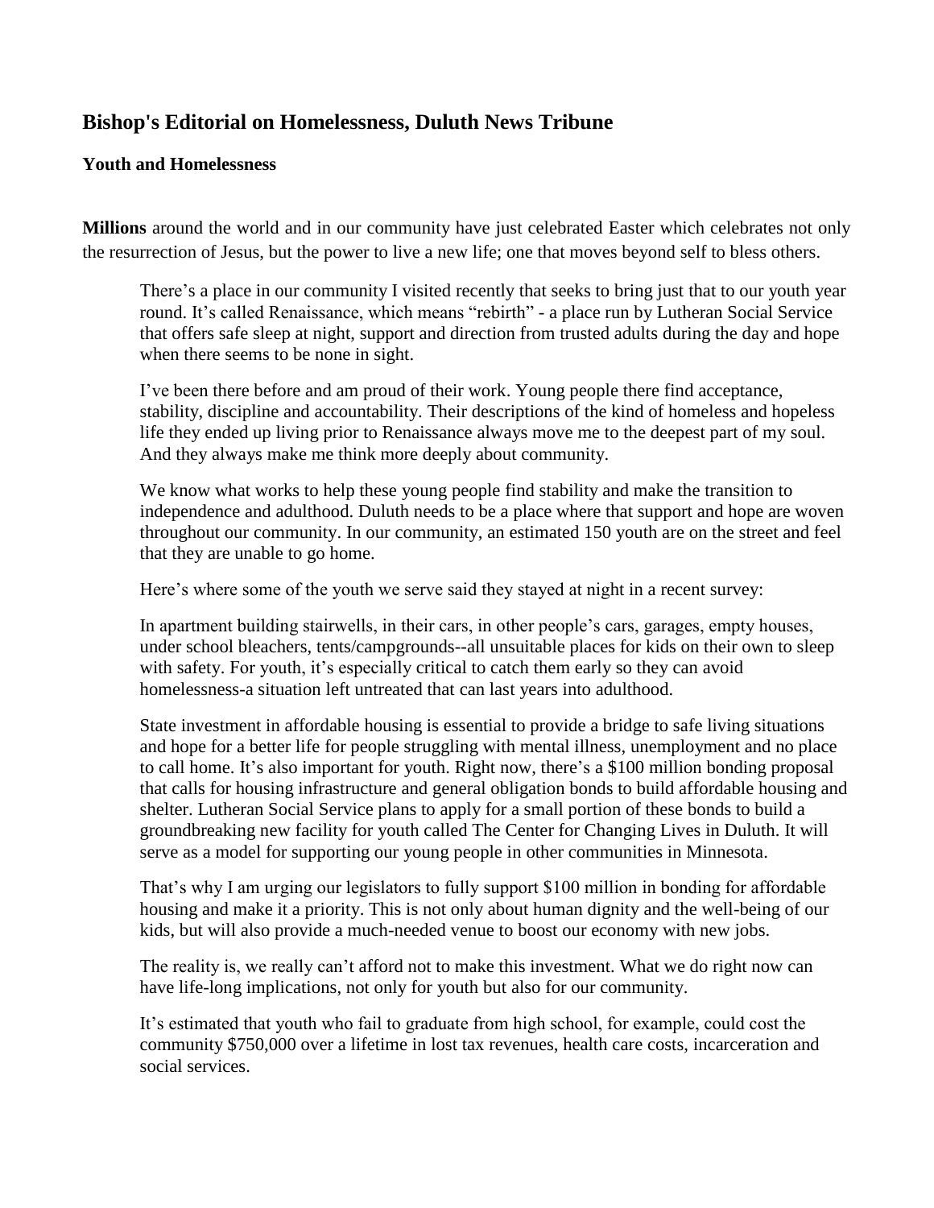## Bishop's Editorial on Homelessness, Duluth News Tribune

### Youth and Homelessness

**Millions** around the world and in our community have just celebrated Easter which celebrates not only the resurrection of Jesus, but the power to live a new life; one that moves beyond self to bless others.

There's a place in our community I visited recently that seeks to bring just that to our youth year round. It's called Renaissance, which means "rebirth" - a place run by Lutheran Social Service that offers safe sleep at night, support and direction from trusted adults during the day and hope when there seems to be none in sight.

I've been there before and am proud of their work. Young people there find acceptance, stability, discipline and accountability. Their descriptions of the kind of homeless and hopeless life they ended up living prior to Renaissance always move me to the deepest part of my soul. And they always make me think more deeply about community.

We know what works to help these young people find stability and make the transition to independence and adulthood. Duluth needs to be a place where that support and hope are woven throughout our community. In our community, an estimated 150 youth are on the street and feel that they are unable to go home.

Here's where some of the youth we serve said they stayed at night in a recent survey:

In apartment building stairwells, in their cars, in other people's cars, garages, empty houses, under school bleachers, tents/campgrounds--all unsuitable places for kids on their own to sleep with safety. For youth, it's especially critical to catch them early so they can avoid homelessness-a situation left untreated that can last years into adulthood.

State investment in affordable housing is essential to provide a bridge to safe living situations and hope for a better life for people struggling with mental illness, unemployment and no place to call home. It's also important for youth. Right now, there's a $100 million bonding proposal that calls for housing infrastructure and general obligation bonds to build affordable housing and shelter. Lutheran Social Service plans to apply for a small portion of these bonds to build a groundbreaking new facility for youth called The Center for Changing Lives in Duluth. It will serve as a model for supporting our young people in other communities in Minnesota.

That's why I am urging our legislators to fully support $100 million in bonding for affordable housing and make it a priority. This is not only about human dignity and the well-being of our kids, but will also provide a much-needed venue to boost our economy with new jobs.

The reality is, we really can't afford not to make this investment. What we do right now can have life-long implications, not only for youth but also for our community.

It's estimated that youth who fail to graduate from high school, for example, could cost the community $750,000 over a lifetime in lost tax revenues, health care costs, incarceration and social services.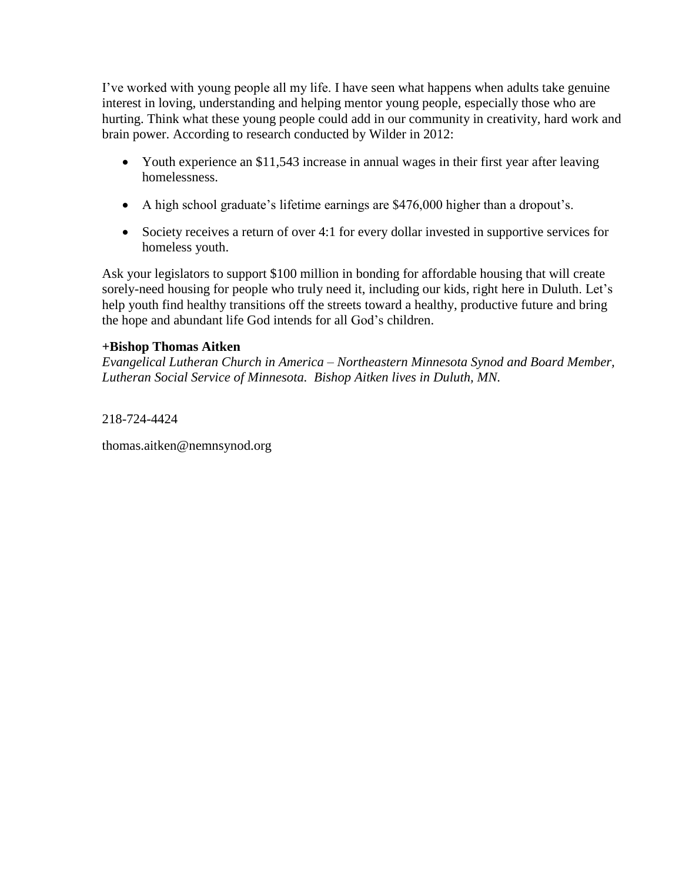I've worked with young people all my life. I have seen what happens when adults take genuine interest in loving, understanding and helping mentor young people, especially those who are hurting. Think what these young people could add in our community in creativity, hard work and brain power. According to research conducted by Wilder in 2012:

- Youth experience an $11,543 increase in annual wages in their first year after leaving homelessness.
- A high school graduate's lifetime earnings are $476,000 higher than a dropout's.
- Society receives a return of over 4:1 for every dollar invested in supportive services for homeless youth.

Ask your legislators to support $100 million in bonding for affordable housing that will create sorely-need housing for people who truly need it, including our kids, right here in Duluth. Let's help youth find healthy transitions off the streets toward a healthy, productive future and bring the hope and abundant life God intends for all God's children.

**+Bishop Thomas Aitken**
*Evangelical Lutheran Church in America – Northeastern Minnesota Synod and Board Member, Lutheran Social Service of Minnesota. Bishop Aitken lives in Duluth, MN.*

218-724-4424

thomas.aitken@nemnsynod.org